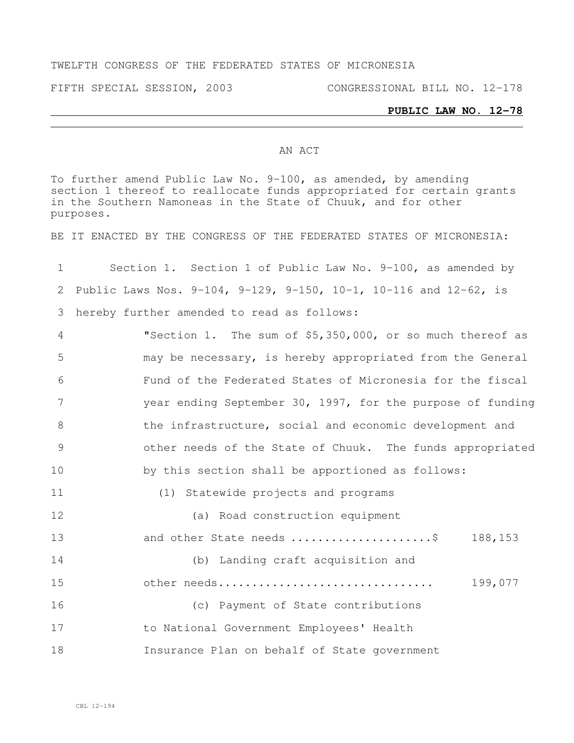TWELFTH CONGRESS OF THE FEDERATED STATES OF MICRONESIA

FIFTH SPECIAL SESSION, 2003 CONGRESSIONAL BILL NO. 12-178

**PUBLIC LAW NO. 12-78**

AN ACT

To further amend Public Law No. 9-100, as amended, by amending section 1 thereof to reallocate funds appropriated for certain grants in the Southern Namoneas in the State of Chuuk, and for other purposes.

BE IT ENACTED BY THE CONGRESS OF THE FEDERATED STATES OF MICRONESIA:

1 Section 1. Section 1 of Public Law No. 9-100, as amended by
2 Public Laws Nos. 9-104, 9-129, 9-150, 10-1, 10-116 and 12-62, is
3 hereby further amended to read as follows:

4 "Section 1. The sum of $5,350,000, or so much thereof as
5 may be necessary, is hereby appropriated from the General
6 Fund of the Federated States of Micronesia for the fiscal
7 year ending September 30, 1997, for the purpose of funding
8 the infrastructure, social and economic development and
9 other needs of the State of Chuuk. The funds appropriated
10 by this section shall be apportioned as follows:

11 (1) Statewide projects and programs

12 (a) Road construction equipment
13 and other State needs .....................$ 188,153

14 (b) Landing craft acquisition and
15 other needs............................... 199,077

16 (c) Payment of State contributions
17 to National Government Employees' Health
18 Insurance Plan on behalf of State government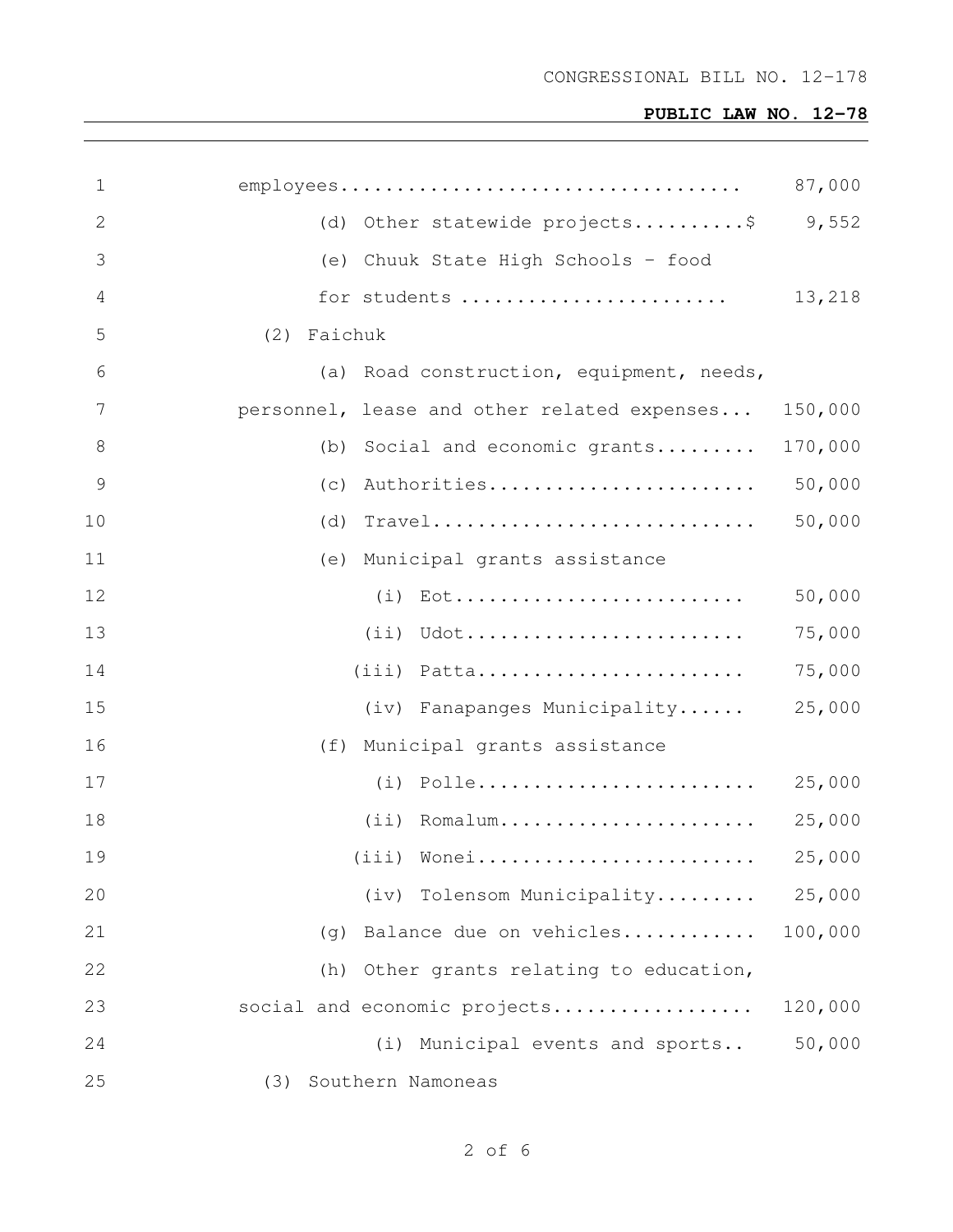employees.................................... 87,000

(d) Other statewide projects..........$ 9,552

(e) Chuuk State High Schools – food for students ........................ 13,218

(2) Faichuk

(a) Road construction, equipment, needs, personnel, lease and other related expenses... 150,000

(b) Social and economic grants......... 170,000

(c) Authorities........................ 50,000

(d) Travel............................. 50,000

(e) Municipal grants assistance

(i) Eot.......................... 50,000

(ii) Udot......................... 75,000

(iii) Patta........................ 75,000

(iv) Fanapanges Municipality...... 25,000

(f) Municipal grants assistance

(i) Polle........................ 25,000

(ii) Romalum...................... 25,000

(iii) Wonei........................ 25,000

(iv) Tolensom Municipality......... 25,000

(g) Balance due on vehicles............ 100,000

(h) Other grants relating to education, social and economic projects.................. 120,000

(i) Municipal events and sports.. 50,000

(3) Southern Namoneas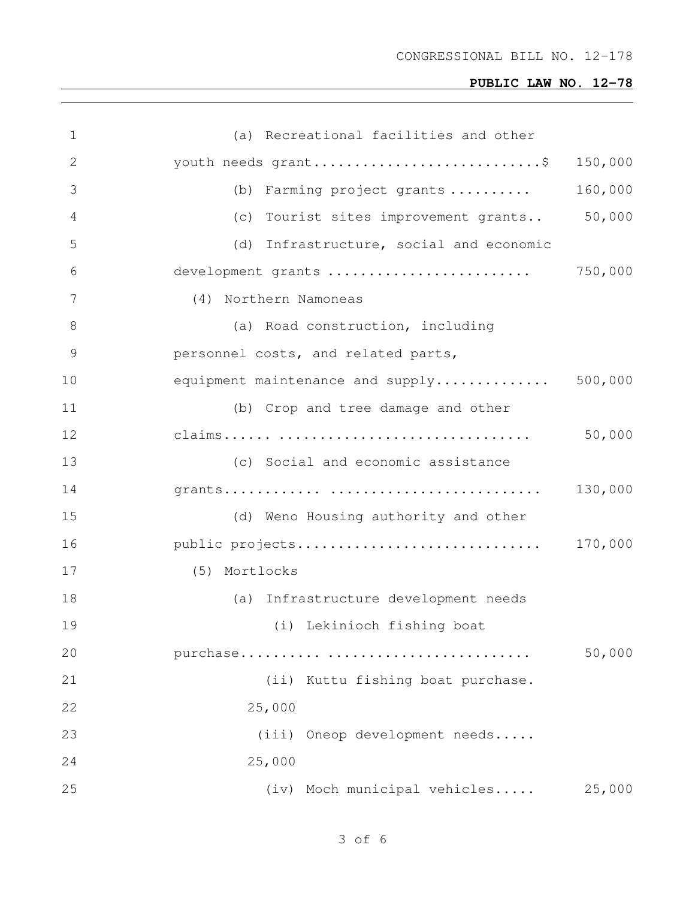(a) Recreational facilities and other youth needs grant..........................$ 150,000

(b) Farming project grants .......... 160,000

(c) Tourist sites improvement grants.. 50,000

(d) Infrastructure, social and economic development grants ........................ 750,000

(4) Northern Namoneas

(a) Road construction, including personnel costs, and related parts, equipment maintenance and supply............. 500,000

(b) Crop and tree damage and other claims...... ............................... 50,000

(c) Social and economic assistance grants........... ........................ 130,000

(d) Weno Housing authority and other public projects............................ 170,000

(5) Mortlocks

(a) Infrastructure development needs

(i) Lekinioch fishing boat purchase........ ........................ 50,000

(ii) Kuttu fishing boat purchase. 25,000

(iii) Oneop development needs..... 25,000

(iv) Moch municipal vehicles..... 25,000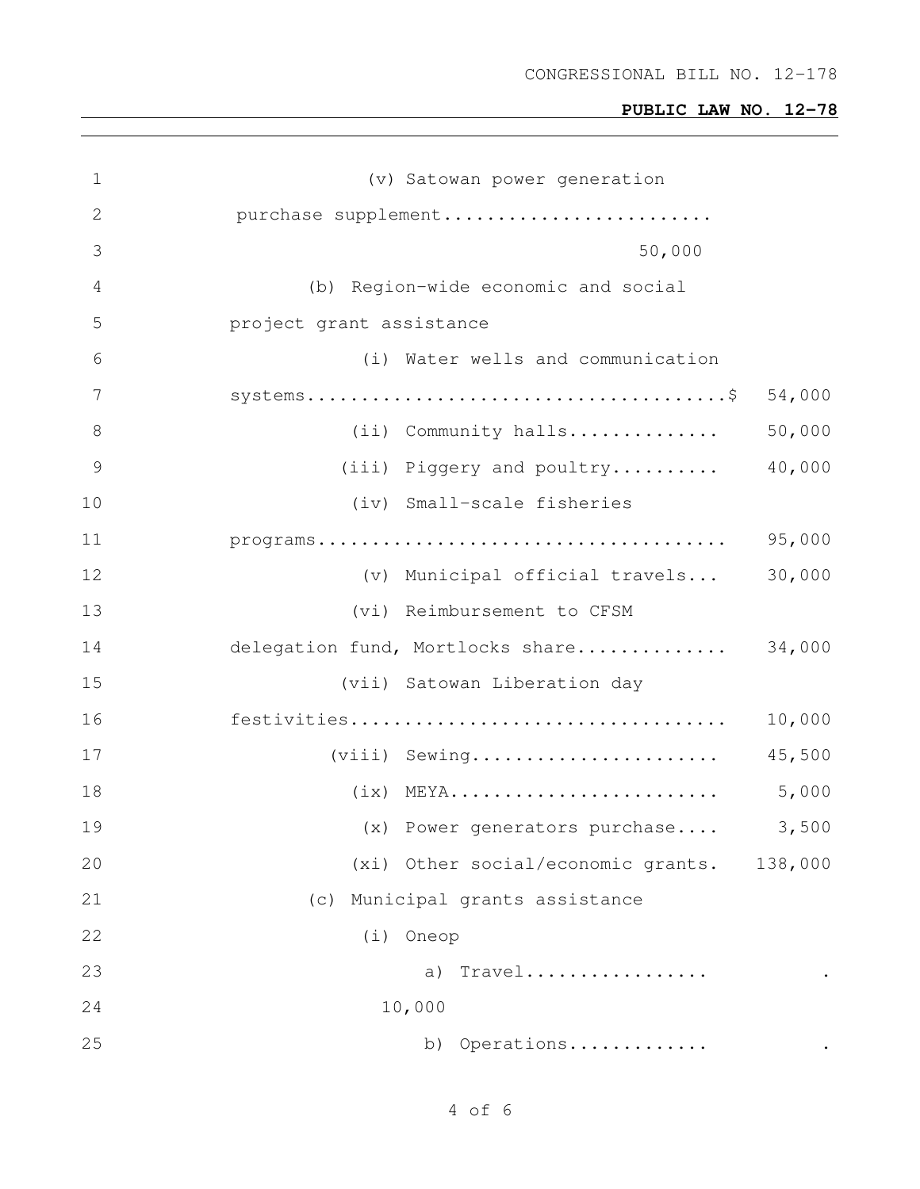(v) Satowan power generation purchase supplement........................ 50,000

(b) Region-wide economic and social project grant assistance

(i) Water wells and communication systems......................................$ 54,000

(ii) Community halls............. 50,000

(iii) Piggery and poultry.......... 40,000

(iv) Small-scale fisheries programs..................................... 95,000

(v) Municipal official travels... 30,000

(vi) Reimbursement to CFSM delegation fund, Mortlocks share.............. 34,000

(vii) Satowan Liberation day festivities.................................. 10,000

(viii) Sewing...................... 45,500

(ix) MEYA........................ 5,000

(x) Power generators purchase.... 3,500

(xi) Other social/economic grants. 138,000

(c) Municipal grants assistance

(i) Oneop

a) Travel................. . 10,000

b) Operations............. .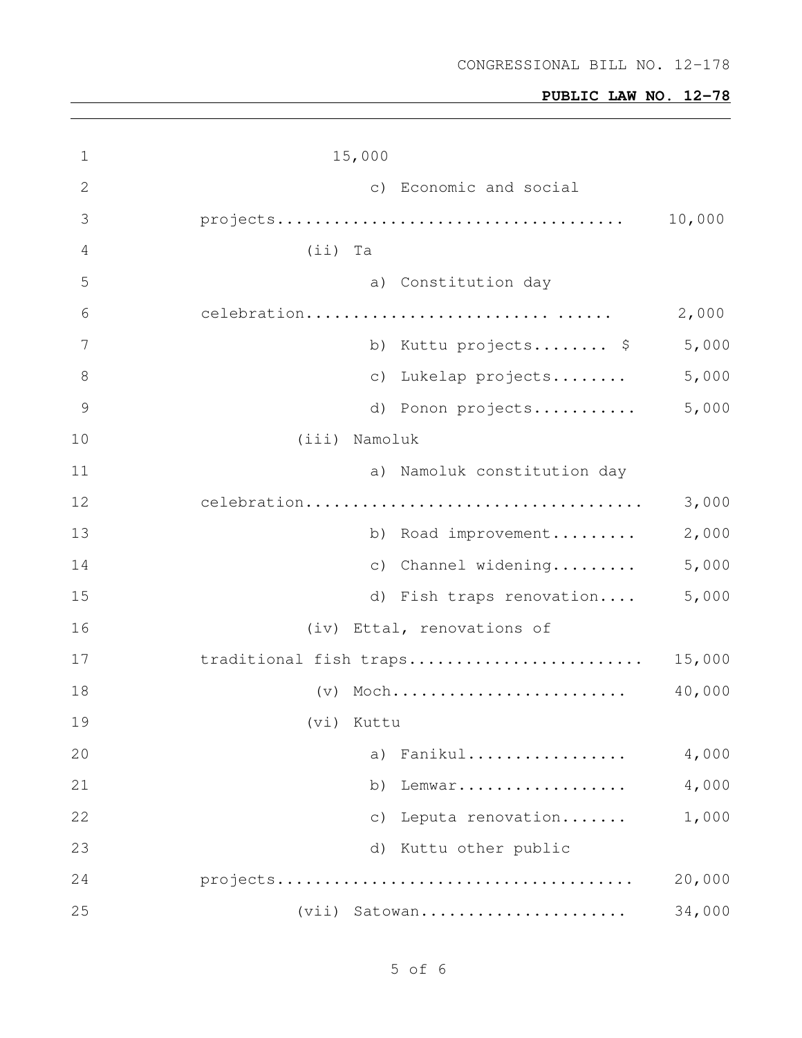15,000

c) Economic and social projects.................................... 10,000

(ii) Ta

a) Constitution day celebration........................ ...... 2,000

b) Kuttu projects........ $ 5,000

c) Lukelap projects........ 5,000

d) Ponon projects........... 5,000

(iii) Namoluk

a) Namoluk constitution day celebration.................................. 3,000

b) Road improvement......... 2,000

c) Channel widening......... 5,000

d) Fish traps renovation.... 5,000

(iv) Ettal, renovations of traditional fish traps........................ 15,000

(v) Moch........................ 40,000

(vi) Kuttu

a) Fanikul................. 4,000

b) Lemwar.................. 4,000

c) Leputa renovation....... 1,000

d) Kuttu other public projects..................................... 20,000

(vii) Satowan..................... 34,000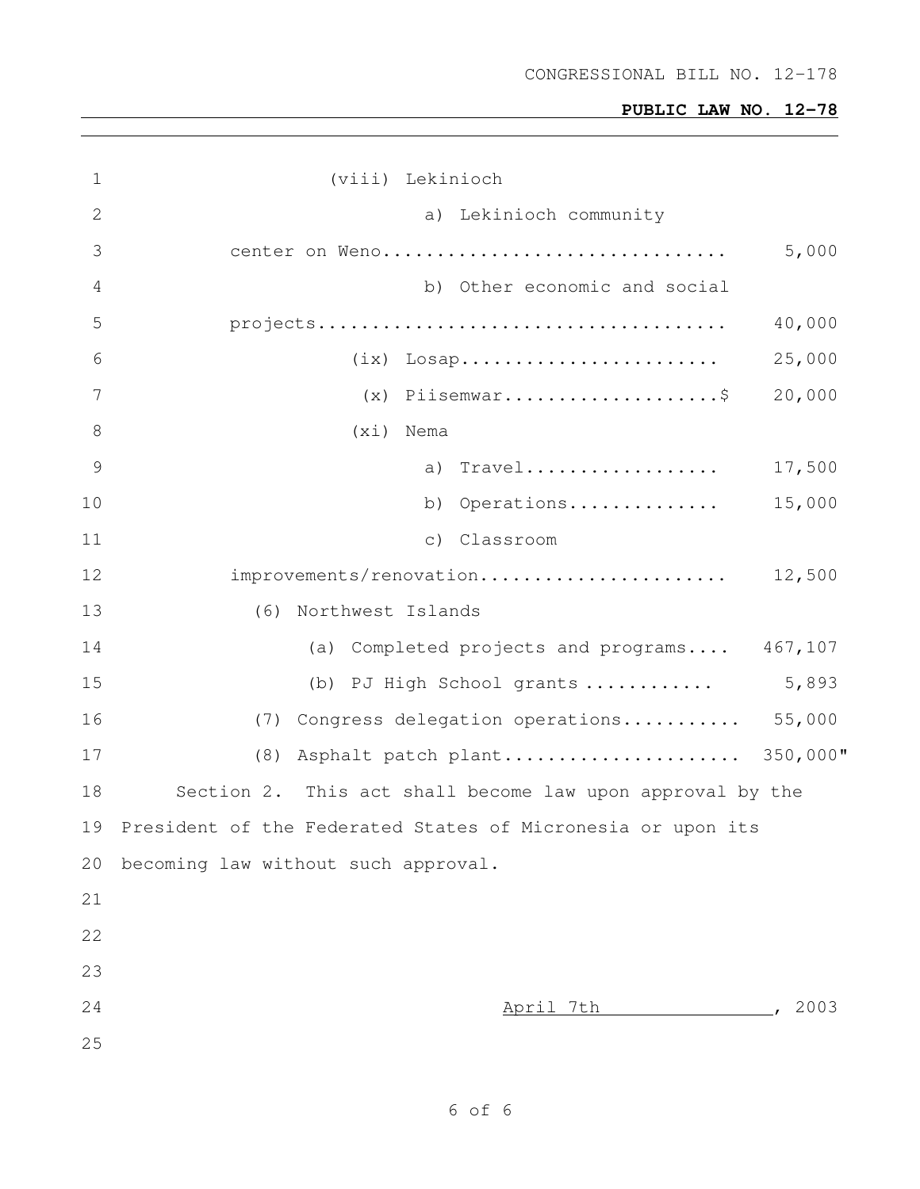(viii) Lekinioch

a) Lekinioch community center on Weno................................ 5,000

b) Other economic and social projects...................................... 40,000

(ix) Losap........................ 25,000

(x) Piisemwar....................$ 20,000

(xi) Nema

a) Travel.................. 17,500

b) Operations.............. 15,000

c) Classroom improvements/renovation....................... 12,500

(6) Northwest Islands

(a) Completed projects and programs.... 467,107

(b) PJ High School grants ............ 5,893

(7) Congress delegation operations........... 55,000

(8) Asphalt patch plant...................... 350,000"

Section 2. This act shall become law upon approval by the President of the Federated States of Micronesia or upon its becoming law without such approval.

April 7th, 2003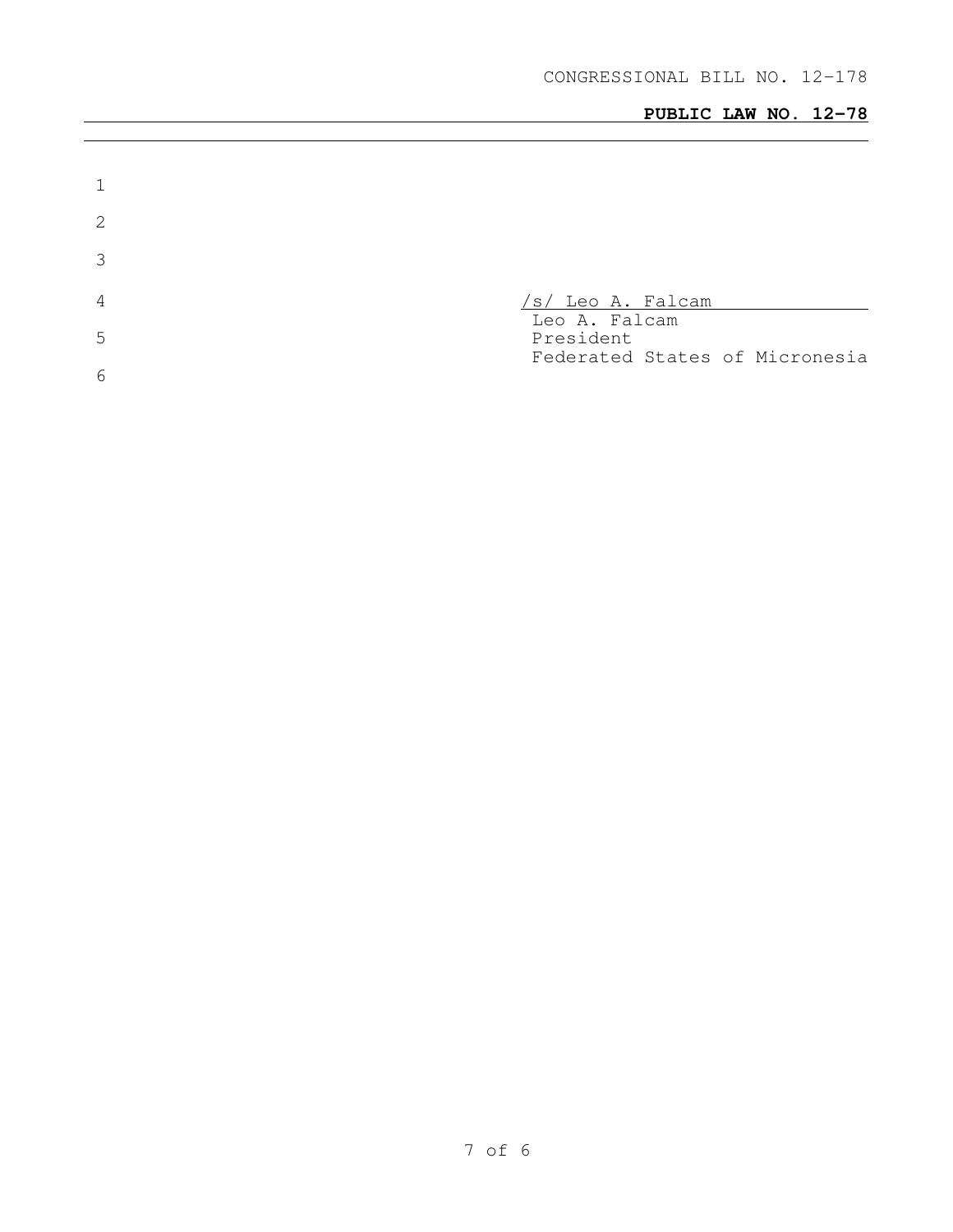/s/ Leo A. Falcam

Leo A. Falcam
President
Federated States of Micronesia